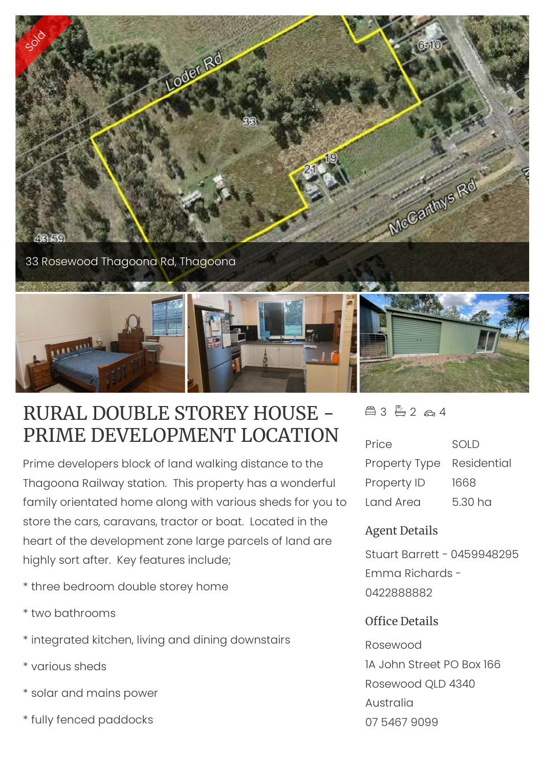33 Rosewood Thagoona Rd, Thagoona

# RURAL DOUBLE STOREY HOUSE - PRIME DEVELOPMENT LOCATION

Prime developers block of land walking distance to the Thagoona Railway station. This property has a wonderful family orientated home along with various sheds for you to store the cars, caravans, tractor or boat. Located in the heart of the development zone large parcels of land are highly sort after. Key features include;

* three bedroom double storey home
* two bathrooms
* integrated kitchen, living and dining downstairs
* various sheds
* solar and mains power
* fully fenced paddocks

3 | 2 | 4

| | |
|---|---|
| Price | SOLD |
| Property Type | Residential |
| Property ID | 1668 |
| Land Area | 5.30 ha |

## Agent Details

Stuart Barrett - 0459948295

Emma Richards - 0422888882

## Office Details

Rosewood

1A John Street PO Box 166

Rosewood QLD 4340

Australia

07 5467 9099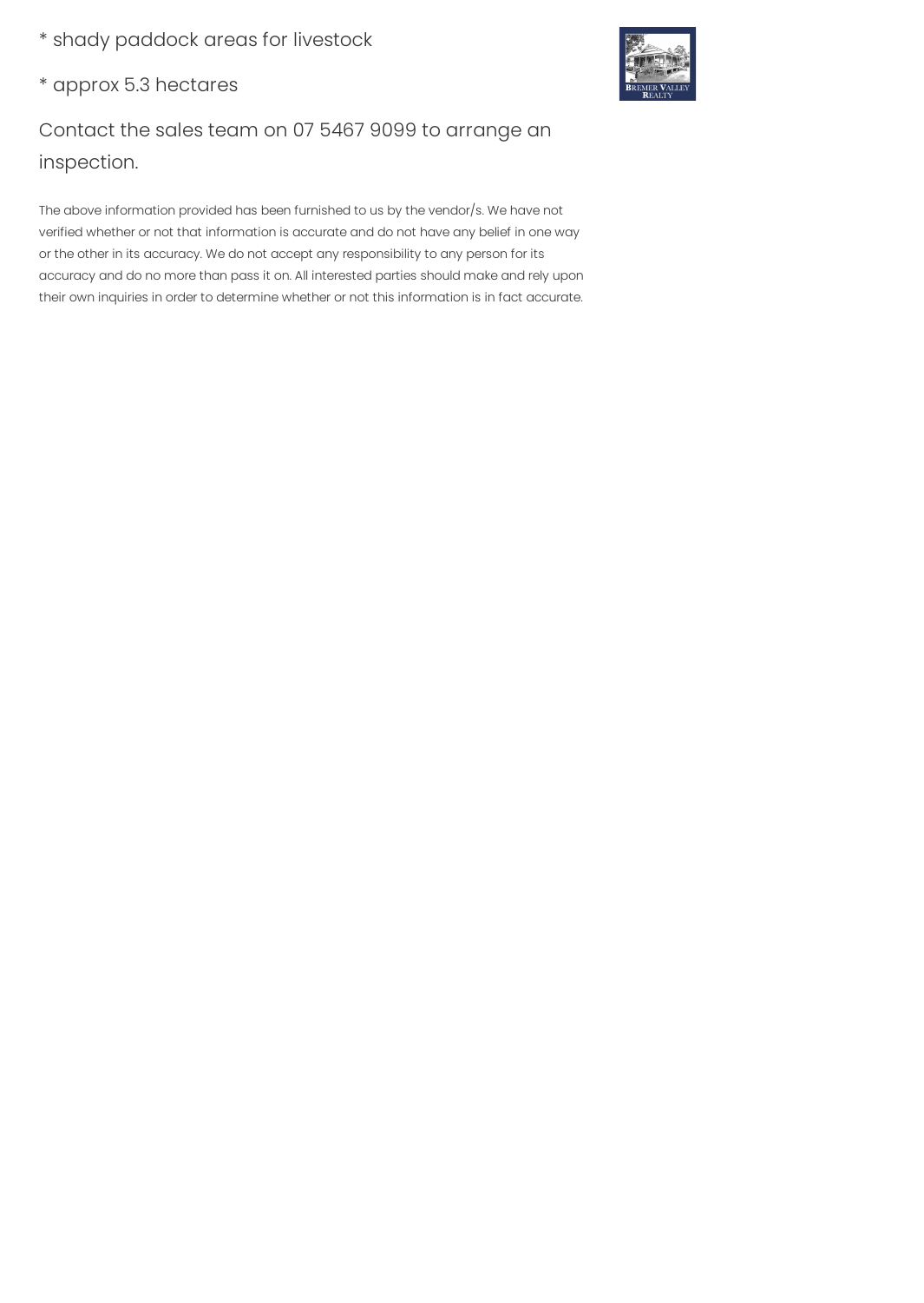* shady paddock areas for livestock

* approx 5.3 hectares

Contact the sales team on 07 5467 9099 to arrange an inspection.

The above information provided has been furnished to us by the vendor/s. We have not verified whether or not that information is accurate and do not have any belief in one way or the other in its accuracy. We do not accept any responsibility to any person for its accuracy and do no more than pass it on. All interested parties should make and rely upon their own inquiries in order to determine whether or not this information is in fact accurate.